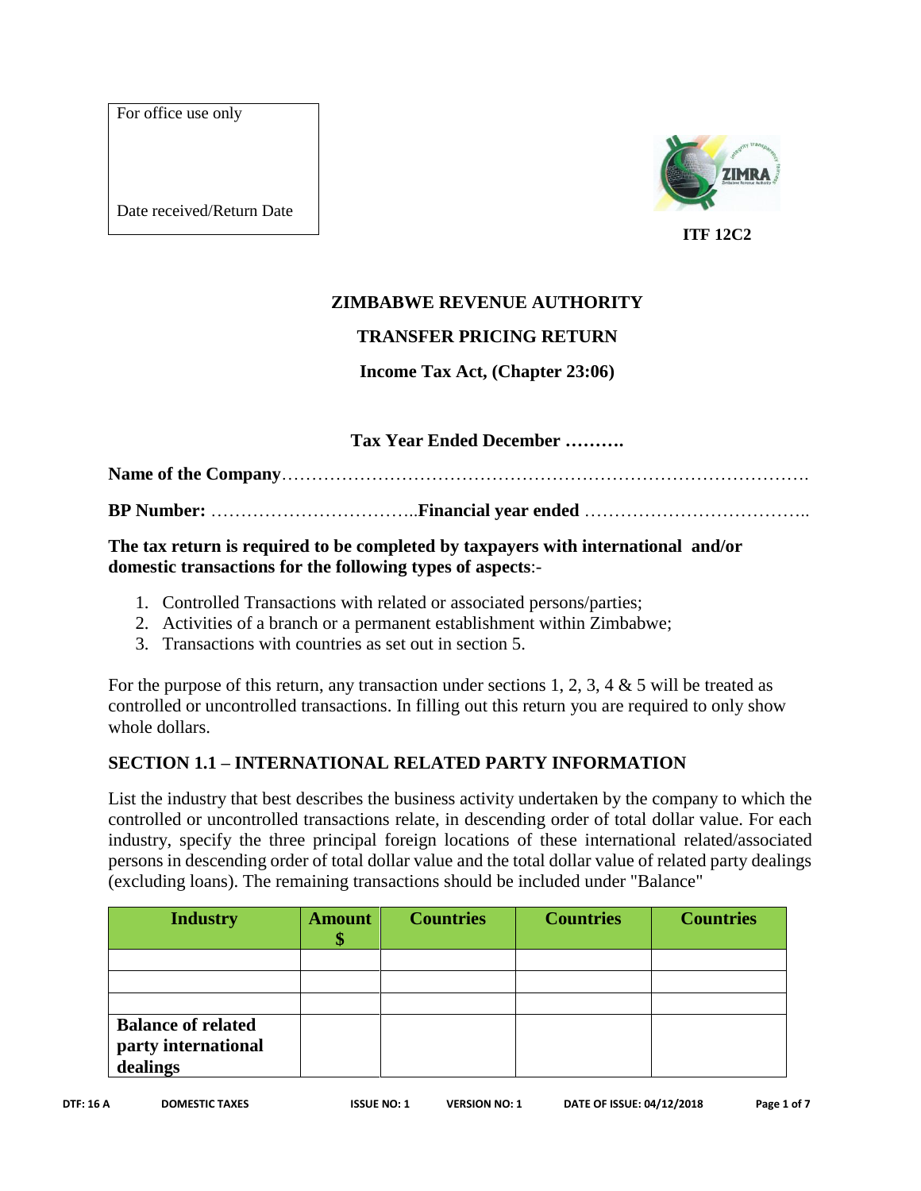For office use only

Date received/Return Date

**ITF 12C2**

**ZIMBABWE REVENUE AUTHORITY**

**TRANSFER PRICING RETURN**

**Income Tax Act, (Chapter 23:06)**

**Tax Year Ended December ……….**

**Name of the Company**……………………………………………………………………………….

**BP Number:** ……………………………..**Financial year ended** ………………………………..

**The tax return is required to be completed by taxpayers with international and/or domestic transactions for the following types of aspects**:-

1. Controlled Transactions with related or associated persons/parties;
2. Activities of a branch or a permanent establishment within Zimbabwe;
3. Transactions with countries as set out in section 5.

For the purpose of this return, any transaction under sections 1, 2, 3, 4 & 5 will be treated as controlled or uncontrolled transactions. In filling out this return you are required to only show whole dollars.

## SECTION 1.1 – INTERNATIONAL RELATED PARTY INFORMATION

List the industry that best describes the business activity undertaken by the company to which the controlled or uncontrolled transactions relate, in descending order of total dollar value. For each industry, specify the three principal foreign locations of these international related/associated persons in descending order of total dollar value and the total dollar value of related party dealings (excluding loans). The remaining transactions should be included under "Balance"

| Industry | Amount $ | Countries | Countries | Countries |
|---|---|---|---|---|
| | | | | |
| | | | | |
| | | | | |
| **Balance of related party international dealings** | | | | |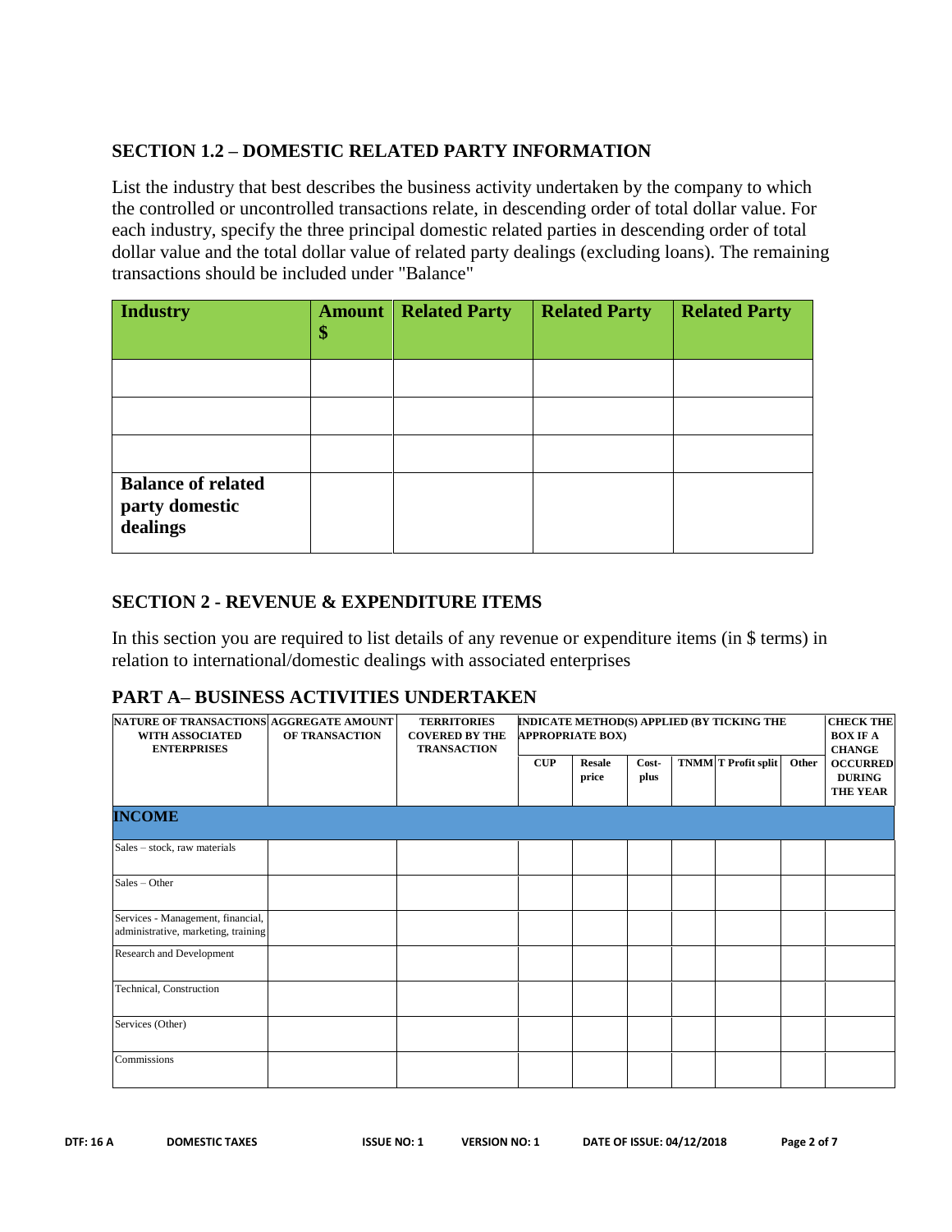## SECTION 1.2 – DOMESTIC RELATED PARTY INFORMATION

List the industry that best describes the business activity undertaken by the company to which the controlled or uncontrolled transactions relate, in descending order of total dollar value. For each industry, specify the three principal domestic related parties in descending order of total dollar value and the total dollar value of related party dealings (excluding loans). The remaining transactions should be included under "Balance"

| Industry | Amount $ | Related Party | Related Party | Related Party |
|---|---|---|---|---|
| | | | | |
| | | | | |
| | | | | |
| **Balance of related party domestic dealings** | | | | |

## SECTION 2 - REVENUE & EXPENDITURE ITEMS

In this section you are required to list details of any revenue or expenditure items (in $ terms) in relation to international/domestic dealings with associated enterprises

## PART A– BUSINESS ACTIVITIES UNDERTAKEN

| NATURE OF TRANSACTIONS WITH ASSOCIATED ENTERPRISES | AGGREGATE AMOUNT OF TRANSACTION | TERRITORIES COVERED BY THE TRANSACTION | INDICATE METHOD(S) APPLIED (BY TICKING THE APPROPRIATE BOX) | | | | | | CHECK THE BOX IF A CHANGE OCCURRED DURING THE YEAR |
|---|---|---|---|---|---|---|---|---|---|
| | | | CUP | Resale price | Cost-plus | TNMM | T Profit split | Other | |
| **INCOME** | | | | | | | | | |
| Sales – stock, raw materials | | | | | | | | | |
| Sales – Other | | | | | | | | | |
| Services - Management, financial, administrative, marketing, training | | | | | | | | | |
| Research and Development | | | | | | | | | |
| Technical, Construction | | | | | | | | | |
| Services (Other) | | | | | | | | | |
| Commissions | | | | | | | | | |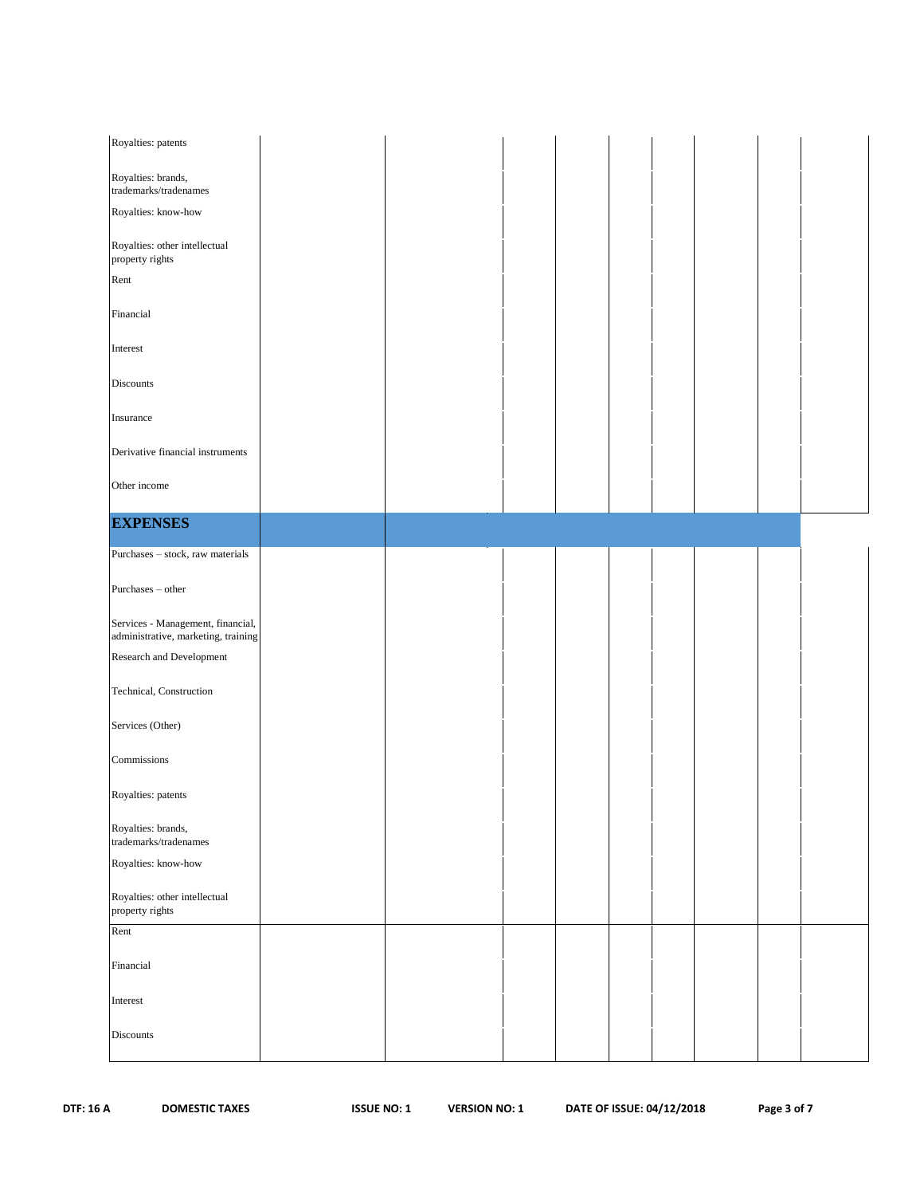| | | | | | | | | | |
|---|---|---|---|---|---|---|---|---|---|
| Royalties: patents | | | | | | | | | |
| Royalties: brands, trademarks/tradenames | | | | | | | | | |
| Royalties: know-how | | | | | | | | | |
| Royalties: other intellectual property rights | | | | | | | | | |
| Rent | | | | | | | | | |
| Financial | | | | | | | | | |
| Interest | | | | | | | | | |
| Discounts | | | | | | | | | |
| Insurance | | | | | | | | | |
| Derivative financial instruments | | | | | | | | | |
| Other income | | | | | | | | | |
| **EXPENSES** | | | | | | | | | |
| Purchases – stock, raw materials | | | | | | | | | |
| Purchases – other | | | | | | | | | |
| Services - Management, financial, administrative, marketing, training | | | | | | | | | |
| Research and Development | | | | | | | | | |
| Technical, Construction | | | | | | | | | |
| Services (Other) | | | | | | | | | |
| Commissions | | | | | | | | | |
| Royalties: patents | | | | | | | | | |
| Royalties: brands, trademarks/tradenames | | | | | | | | | |
| Royalties: know-how | | | | | | | | | |
| Royalties: other intellectual property rights | | | | | | | | | |
| Rent | | | | | | | | | |
| Financial | | | | | | | | | |
| Interest | | | | | | | | | |
| Discounts | | | | | | | | | |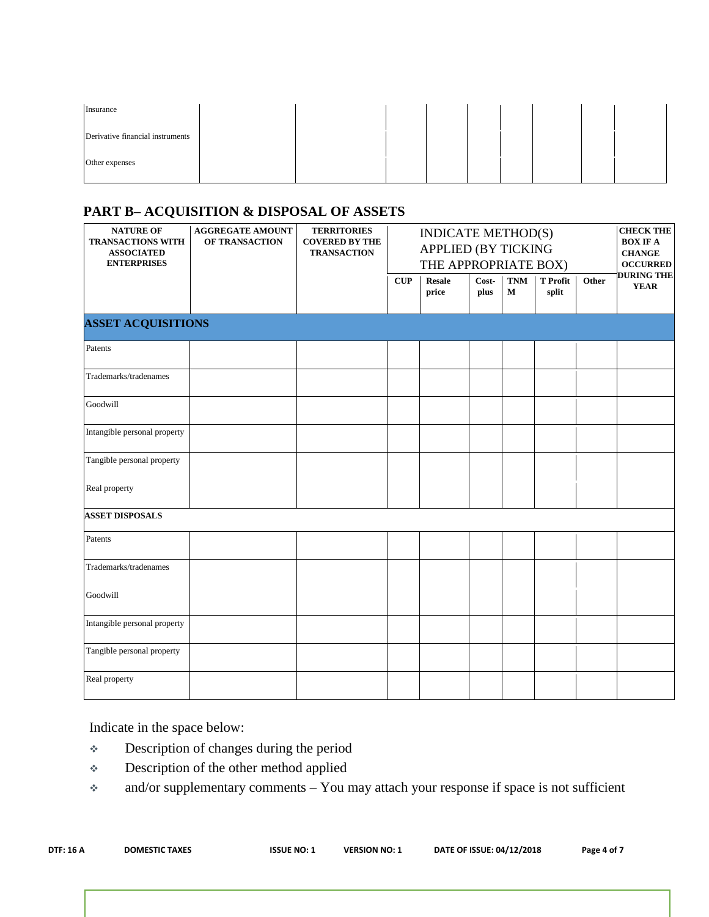| | | | | | | | | | |
|---|---|---|---|---|---|---|---|---|---|
| Insurance | | | | | | | | | |
| Derivative financial instruments | | | | | | | | | |
| Other expenses | | | | | | | | | |

## PART B– ACQUISITION & DISPOSAL OF ASSETS

| NATURE OF TRANSACTIONS WITH ASSOCIATED ENTERPRISES | AGGREGATE AMOUNT OF TRANSACTION | TERRITORIES COVERED BY THE TRANSACTION | INDICATE METHOD(S) APPLIED (BY TICKING THE APPROPRIATE BOX) | | | | | | CHECK THE BOX IF A CHANGE OCCURRED DURING THE YEAR |
|---|---|---|---|---|---|---|---|---|---|
| | | | CUP | Resale price | Cost-plus | TNMM | T Profit split | Other | |
| **ASSET ACQUISITIONS** | | | | | | | | | |
| Patents | | | | | | | | | |
| Trademarks/tradenames | | | | | | | | | |
| Goodwill | | | | | | | | | |
| Intangible personal property | | | | | | | | | |
| Tangible personal property | | | | | | | | | |
| Real property | | | | | | | | | |
| **ASSET DISPOSALS** | | | | | | | | | |
| Patents | | | | | | | | | |
| Trademarks/tradenames | | | | | | | | | |
| Goodwill | | | | | | | | | |
| Intangible personal property | | | | | | | | | |
| Tangible personal property | | | | | | | | | |
| Real property | | | | | | | | | |

Indicate in the space below:

- Description of changes during the period
- Description of the other method applied
- and/or supplementary comments – You may attach your response if space is not sufficient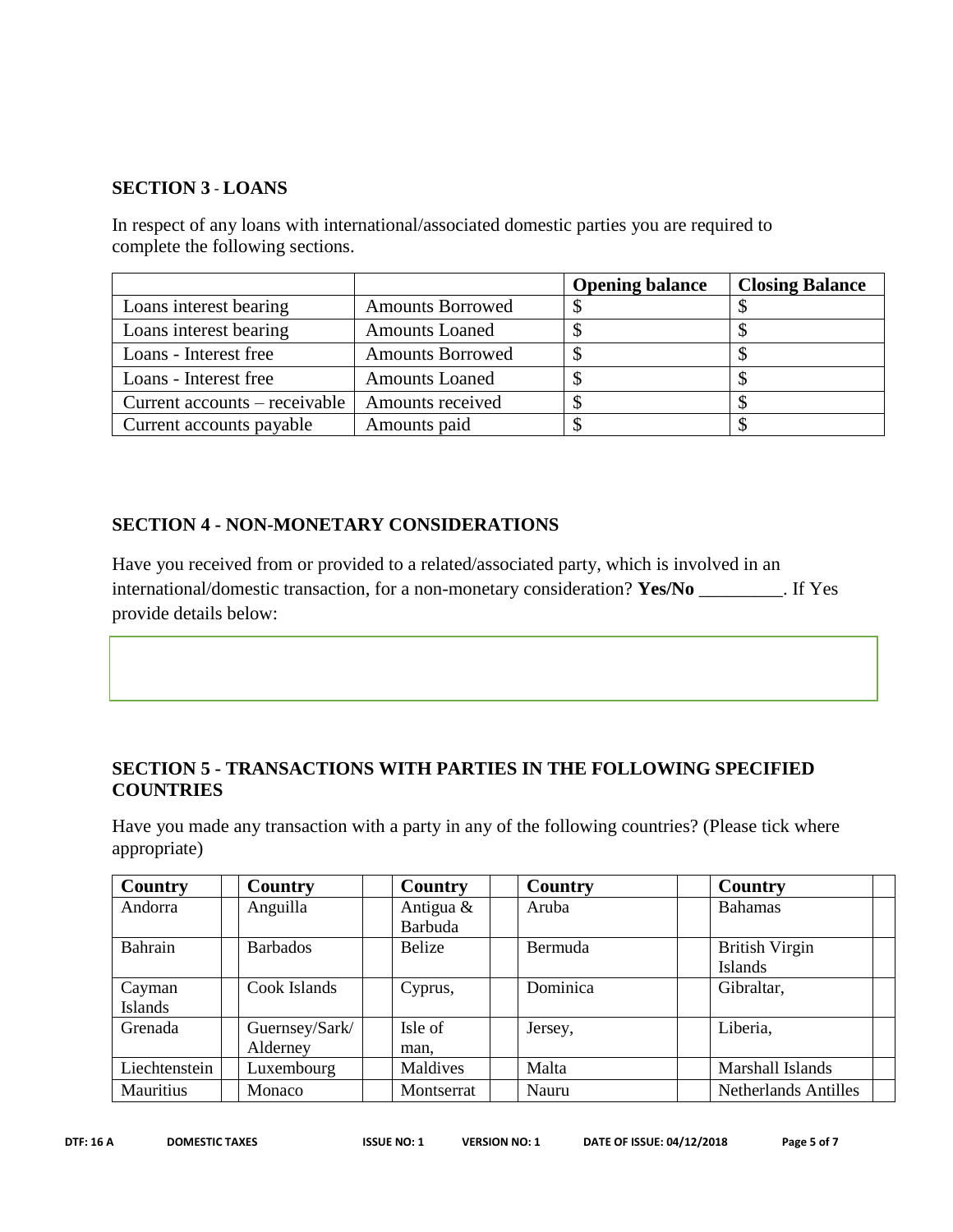## SECTION 3 - LOANS

In respect of any loans with international/associated domestic parties you are required to complete the following sections.

| | | Opening balance | Closing Balance |
|---|---|---|---|
| Loans interest bearing | Amounts Borrowed | $ | $ |
| Loans interest bearing | Amounts Loaned | $ | $ |
| Loans - Interest free | Amounts Borrowed | $ | $ |
| Loans - Interest free | Amounts Loaned | $ | $ |
| Current accounts – receivable | Amounts received | $ | $ |
| Current accounts payable | Amounts paid | $ | $ |

## SECTION 4 - NON-MONETARY CONSIDERATIONS

Have you received from or provided to a related/associated party, which is involved in an international/domestic transaction, for a non-monetary consideration? **Yes/No** _________. If Yes provide details below:

## SECTION 5 - TRANSACTIONS WITH PARTIES IN THE FOLLOWING SPECIFIED COUNTRIES

Have you made any transaction with a party in any of the following countries? (Please tick where appropriate)

| Country | | Country | | Country | | Country | | Country | |
|---|---|---|---|---|---|---|---|---|---|
| Andorra | | Anguilla | | Antigua & Barbuda | | Aruba | | Bahamas | |
| Bahrain | | Barbados | | Belize | | Bermuda | | British Virgin Islands | |
| Cayman Islands | | Cook Islands | | Cyprus, | | Dominica | | Gibraltar, | |
| Grenada | | Guernsey/Sark/ Alderney | | Isle of man, | | Jersey, | | Liberia, | |
| Liechtenstein | | Luxembourg | | Maldives | | Malta | | Marshall Islands | |
| Mauritius | | Monaco | | Montserrat | | Nauru | | Netherlands Antilles | |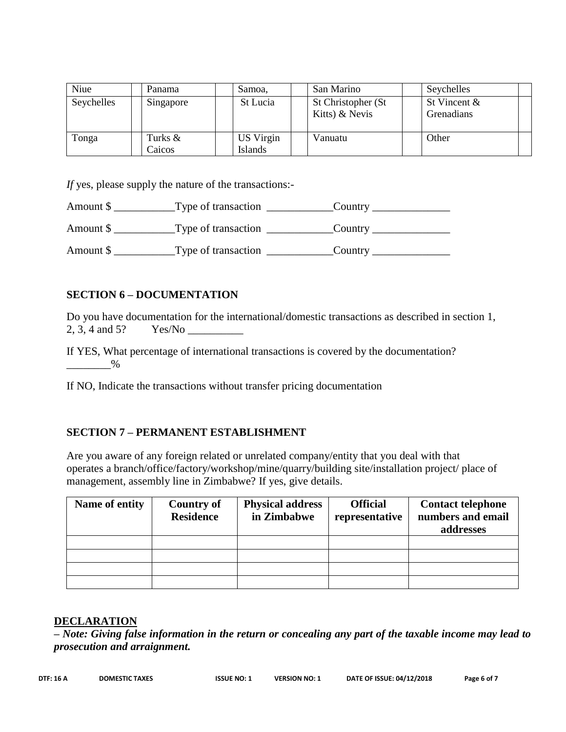| Niue | | Panama | | Samoa, | | San Marino | | Seychelles | |
|---|---|---|---|---|---|---|---|---|---|
| Seychelles | | Singapore | | St Lucia | | St Christopher (St Kitts) & Nevis | | St Vincent & Grenadians | |
| Tonga | | Turks & Caicos | | US Virgin Islands | | Vanuatu | | Other | |

*If* yes, please supply the nature of the transactions:-

Amount $ ___________Type of transaction ____________Country ______________

Amount $ ___________Type of transaction ____________Country ______________

Amount $ ___________Type of transaction ____________Country ______________

## SECTION 6 – DOCUMENTATION

Do you have documentation for the international/domestic transactions as described in section 1, 2, 3, 4 and 5? Yes/No __________

If YES, What percentage of international transactions is covered by the documentation? ________%

If NO, Indicate the transactions without transfer pricing documentation

## SECTION 7 – PERMANENT ESTABLISHMENT

Are you aware of any foreign related or unrelated company/entity that you deal with that operates a branch/office/factory/workshop/mine/quarry/building site/installation project/ place of management, assembly line in Zimbabwe? If yes, give details.

| Name of entity | Country of Residence | Physical address in Zimbabwe | Official representative | Contact telephone numbers and email addresses |
|---|---|---|---|---|
| | | | | |
| | | | | |
| | | | | |
| | | | | |

## DECLARATION

***– Note: Giving false information in the return or concealing any part of the taxable income may lead to prosecution and arraignment.***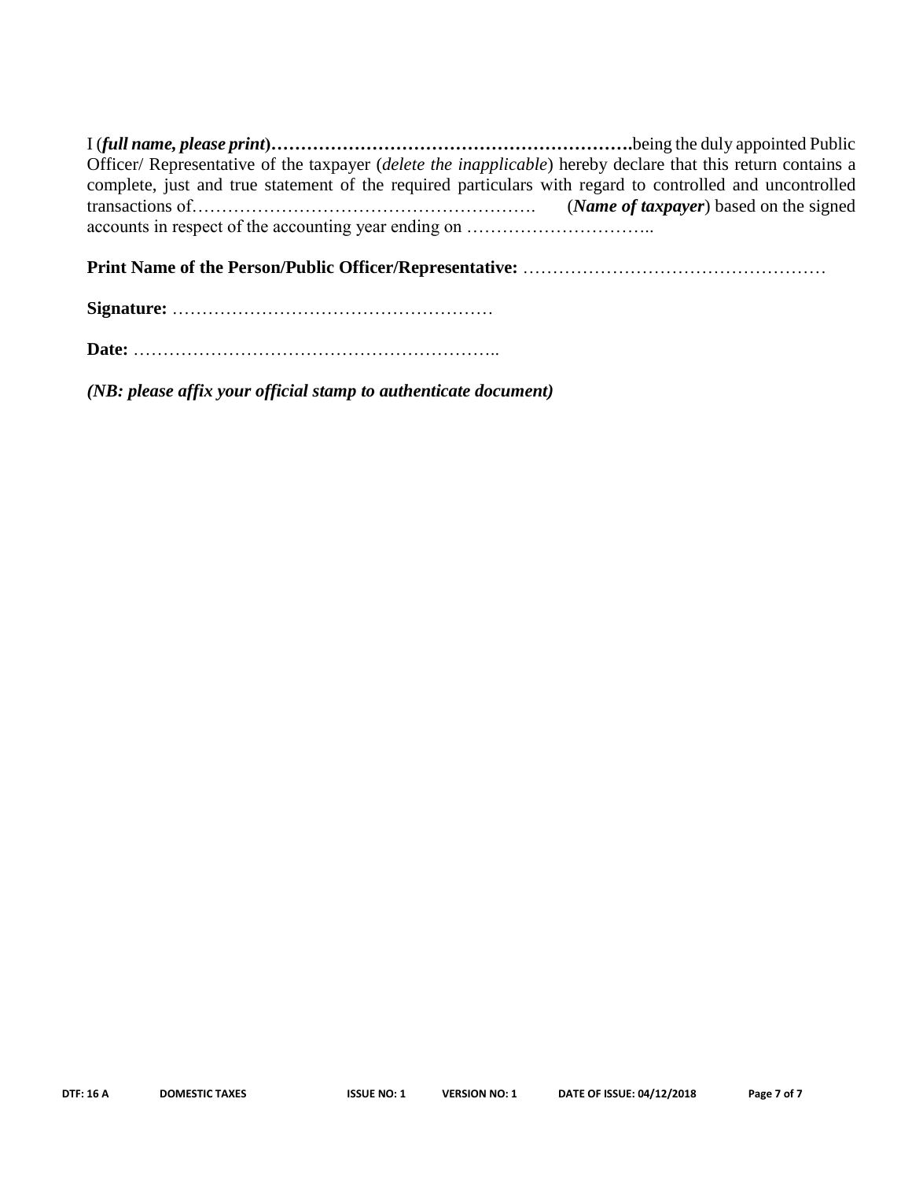I (***full name, please print*****)……………………………………………………….**being the duly appointed Public Officer/ Representative of the taxpayer (*delete the inapplicable*) hereby declare that this return contains a complete, just and true statement of the required particulars with regard to controlled and uncontrolled transactions of…………………………………………………. (***Name of taxpayer***) based on the signed accounts in respect of the accounting year ending on …………………………..

**Print Name of the Person/Public Officer/Representative:** ……………………………………………

**Signature:** ………………………………………………

**Date:** ……………………………………………………..

***(NB: please affix your official stamp to authenticate document)***